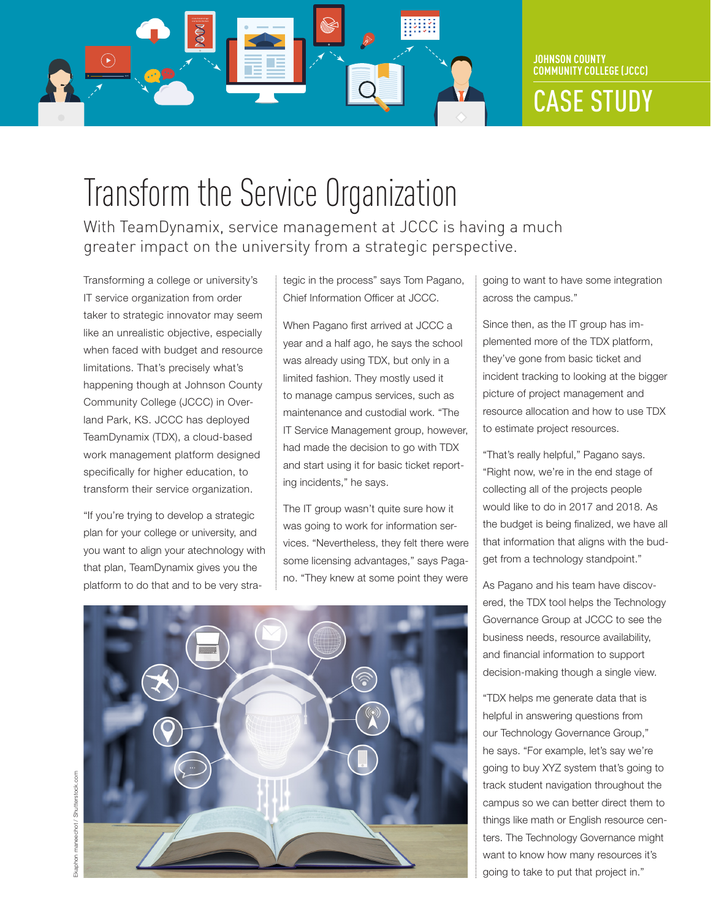JOHNSON COUNTY COMMUNITY COLLEGE (JCCC)

CASE STUDY

# Transform the Service Organization

With TeamDynamix, service management at JCCC is having a much greater impact on the university from a strategic perspective.

Transforming a college or university's IT service organization from order taker to strategic innovator may seem like an unrealistic objective, especially when faced with budget and resource limitations. That's precisely what's happening though at Johnson County Community College (JCCC) in Overland Park, KS. JCCC has deployed TeamDynamix (TDX), a cloud-based work management platform designed specifically for higher education, to transform their service organization.

"If you're trying to develop a strategic plan for your college or university, and you want to align your atechnology with that plan, TeamDynamix gives you the platform to do that and to be very strategic in the process" says Tom Pagano, Chief Information Officer at JCCC.

When Pagano first arrived at JCCC a year and a half ago, he says the school was already using TDX, but only in a limited fashion. They mostly used it to manage campus services, such as maintenance and custodial work. "The IT Service Management group, however, had made the decision to go with TDX and start using it for basic ticket reporting incidents," he says.

The IT group wasn't quite sure how it was going to work for information services. "Nevertheless, they felt there were some licensing advantages," says Pagano. "They knew at some point they were going to want to have some integration across the campus."

Since then, as the IT group has implemented more of the TDX platform, they've gone from basic ticket and incident tracking to looking at the bigger picture of project management and resource allocation and how to use TDX to estimate project resources.

"That's really helpful," Pagano says. "Right now, we're in the end stage of collecting all of the projects people would like to do in 2017 and 2018. As the budget is being finalized, we have all that information that aligns with the budget from a technology standpoint."

As Pagano and his team have discovered, the TDX tool helps the Technology Governance Group at JCCC to see the business needs, resource availability, and financial information to support decision-making though a single view.

"TDX helps me generate data that is helpful in answering questions from our Technology Governance Group," he says. "For example, let's say we're going to buy XYZ system that's going to track student navigation throughout the campus so we can better direct them to things like math or English resource centers. The Technology Governance might want to know how many resources it's going to take to put that project in."

Ekaphon maneechot / Shutterstock.com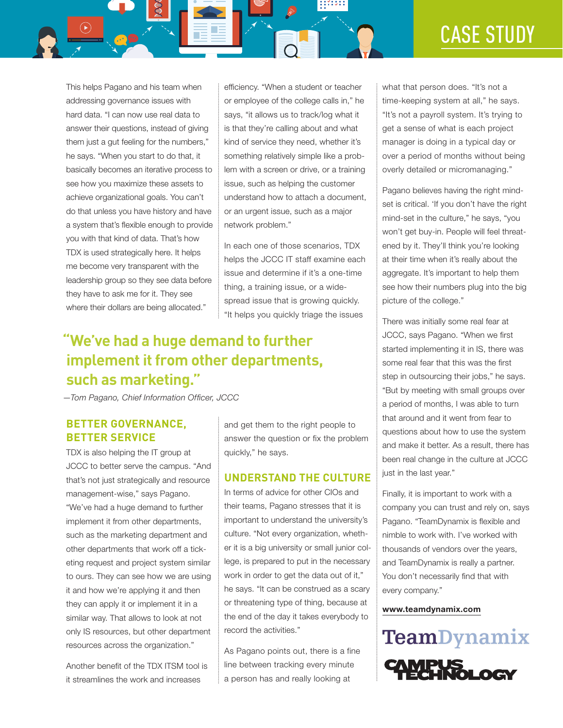This helps Pagano and his team when addressing governance issues with hard data. "I can now use real data to answer their questions, instead of giving them just a gut feeling for the numbers," he says. "When you start to do that, it basically becomes an iterative process to see how you maximize these assets to achieve organizational goals. You can't do that unless you have history and have a system that's flexible enough to provide you with that kind of data. That's how TDX is used strategically here. It helps me become very transparent with the leadership group so they see data before they have to ask me for it. They see where their dollars are being allocated."

> **"We've had a huge demand to further implement it from other departments, such as marketing."**
>
> *—Tom Pagano, Chief Information Officer, JCCC*

## BETTER GOVERNANCE, BETTER SERVICE

TDX is also helping the IT group at JCCC to better serve the campus. "And that's not just strategically and resource management-wise," says Pagano. "We've had a huge demand to further implement it from other departments, such as the marketing department and other departments that work off a ticketing request and project system similar to ours. They can see how we are using it and how we're applying it and then they can apply it or implement it in a similar way. That allows to look at not only IS resources, but other department resources across the organization."

Another benefit of the TDX ITSM tool is it streamlines the work and increases efficiency. "When a student or teacher or employee of the college calls in," he says, "it allows us to track/log what it is that they're calling about and what kind of service they need, whether it's something relatively simple like a problem with a screen or drive, or a training issue, such as helping the customer understand how to attach a document, or an urgent issue, such as a major network problem."

In each one of those scenarios, TDX helps the JCCC IT staff examine each issue and determine if it's a one-time thing, a training issue, or a widespread issue that is growing quickly. "It helps you quickly triage the issues and get them to the right people to answer the question or fix the problem quickly," he says.

## UNDERSTAND THE CULTURE

In terms of advice for other CIOs and their teams, Pagano stresses that it is important to understand the university's culture. "Not every organization, whether it is a big university or small junior college, is prepared to put in the necessary work in order to get the data out of it," he says. "It can be construed as a scary or threatening type of thing, because at the end of the day it takes everybody to record the activities."

As Pagano points out, there is a fine line between tracking every minute a person has and really looking at what that person does. "It's not a time-keeping system at all," he says. "It's not a payroll system. It's trying to get a sense of what is each project manager is doing in a typical day or over a period of months without being overly detailed or micromanaging."

Pagano believes having the right mindset is critical. 'If you don't have the right mind-set in the culture," he says, "you won't get buy-in. People will feel threatened by it. They'll think you're looking at their time when it's really about the aggregate. It's important to help them see how their numbers plug into the big picture of the college."

There was initially some real fear at JCCC, says Pagano. "When we first started implementing it in IS, there was some real fear that this was the first step in outsourcing their jobs," he says. "But by meeting with small groups over a period of months, I was able to turn that around and it went from fear to questions about how to use the system and make it better. As a result, there has been real change in the culture at JCCC just in the last year."

Finally, it is important to work with a company you can trust and rely on, says Pagano. "TeamDynamix is flexible and nimble to work with. I've worked with thousands of vendors over the years, and TeamDynamix is really a partner. You don't necessarily find that with every company."

**www.teamdynamix.com**

TeamDynamix

CAMPUS TECHNOLOGY